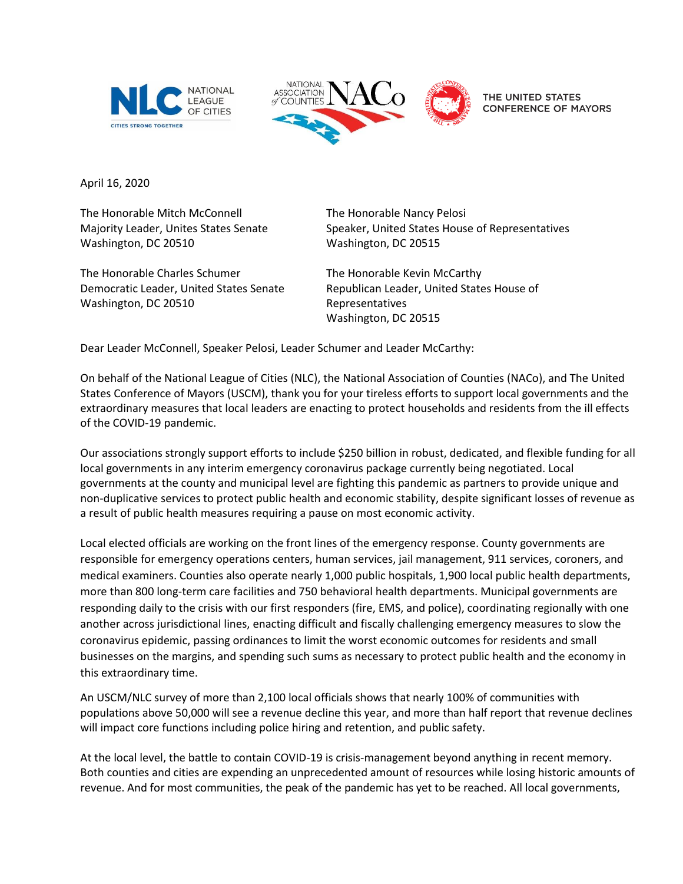NATIONAL LEAGUE OF CITIES — CITIES STRONG TOGETHER | NATIONAL ASSOCIATION of COUNTIES | THE UNITED STATES CONFERENCE OF MAYORS

April 16, 2020

The Honorable Mitch McConnell
Majority Leader, Unites States Senate
Washington, DC 20510

The Honorable Nancy Pelosi
Speaker, United States House of Representatives
Washington, DC 20515

The Honorable Charles Schumer
Democratic Leader, United States Senate
Washington, DC 20510

The Honorable Kevin McCarthy
Republican Leader, United States House of Representatives
Washington, DC 20515

Dear Leader McConnell, Speaker Pelosi, Leader Schumer and Leader McCarthy:

On behalf of the National League of Cities (NLC), the National Association of Counties (NACo), and The United States Conference of Mayors (USCM), thank you for your tireless efforts to support local governments and the extraordinary measures that local leaders are enacting to protect households and residents from the ill effects of the COVID-19 pandemic.

Our associations strongly support efforts to include $250 billion in robust, dedicated, and flexible funding for all local governments in any interim emergency coronavirus package currently being negotiated. Local governments at the county and municipal level are fighting this pandemic as partners to provide unique and non-duplicative services to protect public health and economic stability, despite significant losses of revenue as a result of public health measures requiring a pause on most economic activity.

Local elected officials are working on the front lines of the emergency response. County governments are responsible for emergency operations centers, human services, jail management, 911 services, coroners, and medical examiners. Counties also operate nearly 1,000 public hospitals, 1,900 local public health departments, more than 800 long-term care facilities and 750 behavioral health departments. Municipal governments are responding daily to the crisis with our first responders (fire, EMS, and police), coordinating regionally with one another across jurisdictional lines, enacting difficult and fiscally challenging emergency measures to slow the coronavirus epidemic, passing ordinances to limit the worst economic outcomes for residents and small businesses on the margins, and spending such sums as necessary to protect public health and the economy in this extraordinary time.

An USCM/NLC survey of more than 2,100 local officials shows that nearly 100% of communities with populations above 50,000 will see a revenue decline this year, and more than half report that revenue declines will impact core functions including police hiring and retention, and public safety.

At the local level, the battle to contain COVID-19 is crisis-management beyond anything in recent memory. Both counties and cities are expending an unprecedented amount of resources while losing historic amounts of revenue. And for most communities, the peak of the pandemic has yet to be reached. All local governments,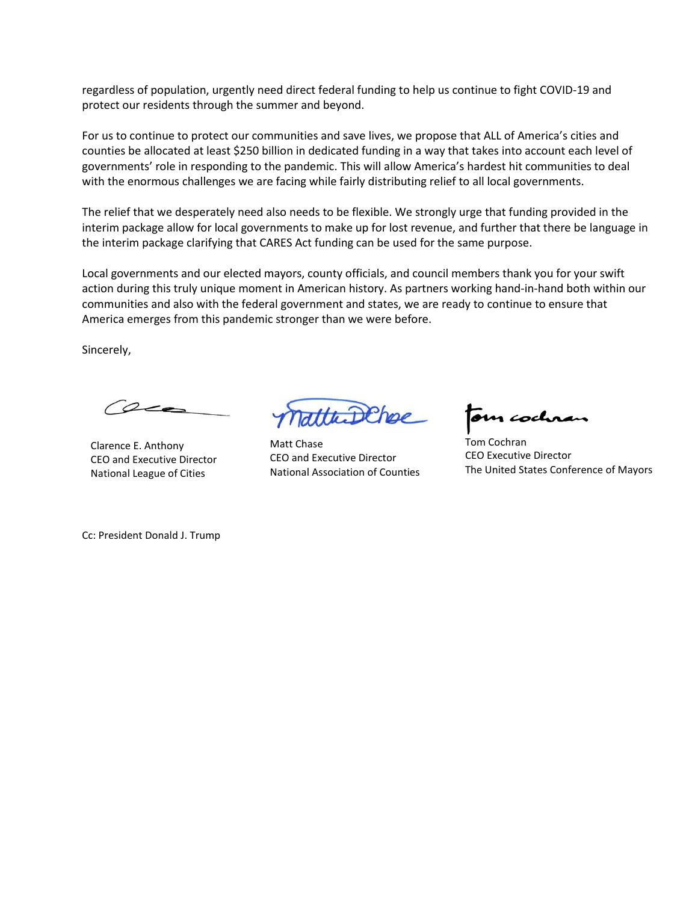regardless of population, urgently need direct federal funding to help us continue to fight COVID-19 and protect our residents through the summer and beyond.

For us to continue to protect our communities and save lives, we propose that ALL of America's cities and counties be allocated at least $250 billion in dedicated funding in a way that takes into account each level of governments' role in responding to the pandemic. This will allow America's hardest hit communities to deal with the enormous challenges we are facing while fairly distributing relief to all local governments.

The relief that we desperately need also needs to be flexible. We strongly urge that funding provided in the interim package allow for local governments to make up for lost revenue, and further that there be language in the interim package clarifying that CARES Act funding can be used for the same purpose.

Local governments and our elected mayors, county officials, and council members thank you for your swift action during this truly unique moment in American history. As partners working hand-in-hand both within our communities and also with the federal government and states, we are ready to continue to ensure that America emerges from this pandemic stronger than we were before.

Sincerely,

Clarence E. Anthony
CEO and Executive Director
National League of Cities

Matt Chase
CEO and Executive Director
National Association of Counties

Tom Cochran
CEO Executive Director
The United States Conference of Mayors

Cc: President Donald J. Trump